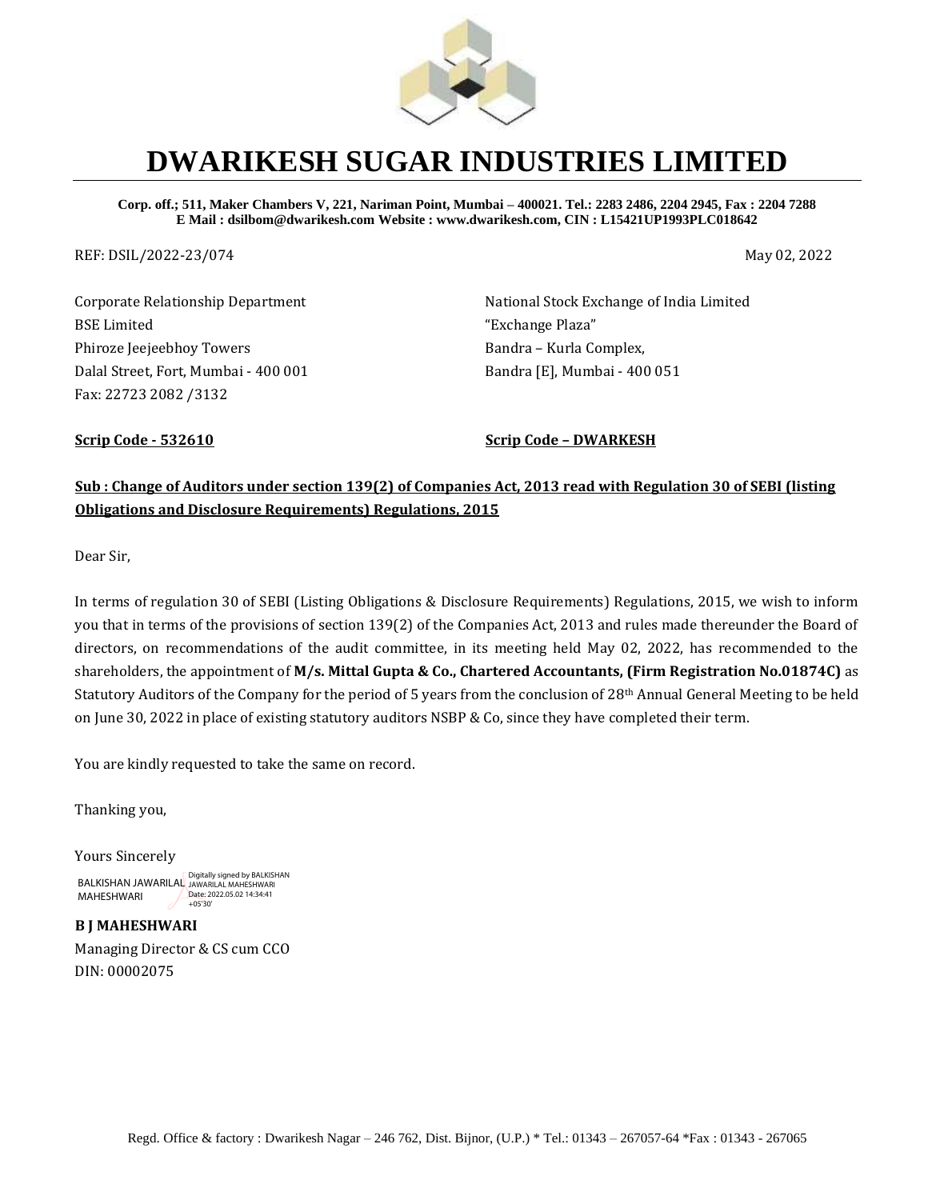# DWARIKESH SUGAR INDUSTRIES LIMITED

**Corp. off.; 511, Maker Chambers V, 221, Nariman Point, Mumbai – 400021. Tel.: 2283 2486, 2204 2945, Fax : 2204 7288**
**E Mail : dsilbom@dwarikesh.com Website : www.dwarikesh.com, CIN : L15421UP1993PLC018642**

REF: DSIL/2022-23/074

May 02, 2022

Corporate Relationship Department
BSE Limited
Phiroze Jeejeebhoy Towers
Dalal Street, Fort, Mumbai - 400 001
Fax: 22723 2082 /3132

**Scrip Code - 532610**

National Stock Exchange of India Limited
"Exchange Plaza"
Bandra – Kurla Complex,
Bandra [E], Mumbai - 400 051

**Scrip Code – DWARKESH**

**Sub : Change of Auditors under section 139(2) of Companies Act, 2013 read with Regulation 30 of SEBI (listing Obligations and Disclosure Requirements) Regulations, 2015**

Dear Sir,

In terms of regulation 30 of SEBI (Listing Obligations & Disclosure Requirements) Regulations, 2015, we wish to inform you that in terms of the provisions of section 139(2) of the Companies Act, 2013 and rules made thereunder the Board of directors, on recommendations of the audit committee, in its meeting held May 02, 2022, has recommended to the shareholders, the appointment of **M/s. Mittal Gupta & Co., Chartered Accountants, (Firm Registration No.01874C)** as Statutory Auditors of the Company for the period of 5 years from the conclusion of 28th Annual General Meeting to be held on June 30, 2022 in place of existing statutory auditors NSBP & Co, since they have completed their term.

You are kindly requested to take the same on record.

Thanking you,

Yours Sincerely

BALKISHAN JAWARILAL MAHESHWARI
Digitally signed by BALKISHAN JAWARILAL MAHESHWARI
Date: 2022.05.02 14:34:41 +05'30'

**B J MAHESHWARI**
Managing Director & CS cum CCO
DIN: 00002075

Regd. Office & factory : Dwarikesh Nagar – 246 762, Dist. Bijnor, (U.P.) * Tel.: 01343 – 267057-64 *Fax : 01343 - 267065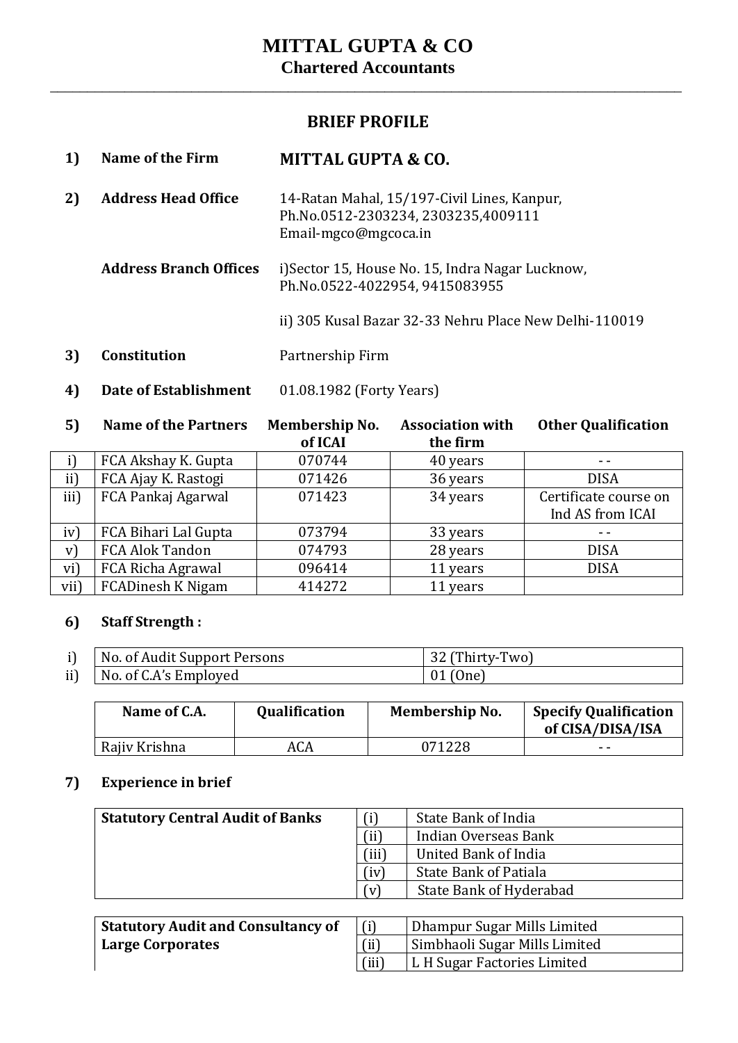# MITTAL GUPTA & CO
## Chartered Accountants

---

### BRIEF PROFILE

**1) Name of the Firm** — **MITTAL GUPTA & CO.**

**2) Address Head Office** — 14-Ratan Mahal, 15/197-Civil Lines, Kanpur,
Ph.No.0512-2303234, 2303235,4009111
Email-mgco@mgcoca.in

**Address Branch Offices** — i)Sector 15, House No. 15, Indra Nagar Lucknow,
Ph.No.0522-4022954, 9415083955

ii) 305 Kusal Bazar 32-33 Nehru Place New Delhi-110019

**3) Constitution** — Partnership Firm

**4) Date of Establishment** — 01.08.1982 (Forty Years)

**5)**

| | Name of the Partners | Membership No. of ICAI | Association with the firm | Other Qualification |
|---|---|---|---|---|
| i) | FCA Akshay K. Gupta | 070744 | 40 years | - - |
| ii) | FCA Ajay K. Rastogi | 071426 | 36 years | DISA |
| iii) | FCA Pankaj Agarwal | 071423 | 34 years | Certificate course on Ind AS from ICAI |
| iv) | FCA Bihari Lal Gupta | 073794 | 33 years | - - |
| v) | FCA Alok Tandon | 074793 | 28 years | DISA |
| vi) | FCA Richa Agrawal | 096414 | 11 years | DISA |
| vii) | FCADinesh K Nigam | 414272 | 11 years | |

**6) Staff Strength :**

| | | |
|---|---|---|
| i) | No. of Audit Support Persons | 32 (Thirty-Two) |
| ii) | No. of C.A.'s Employed | 01 (One) |

| Name of C.A. | Qualification | Membership No. | Specify Qualification of CISA/DISA/ISA |
|---|---|---|---|
| Rajiv Krishna | ACA | 071228 | - - |

**7) Experience in brief**

| | | |
|---|---|---|
| **Statutory Central Audit of Banks** | (i) | State Bank of India |
| | (ii) | Indian Overseas Bank |
| | (iii) | United Bank of India |
| | (iv) | State Bank of Patiala |
| | (v) | State Bank of Hyderabad |

| | | |
|---|---|---|
| **Statutory Audit and Consultancy of Large Corporates** | (i) | Dhampur Sugar Mills Limited |
| | (ii) | Simbhaoli Sugar Mills Limited |
| | (iii) | L H Sugar Factories Limited |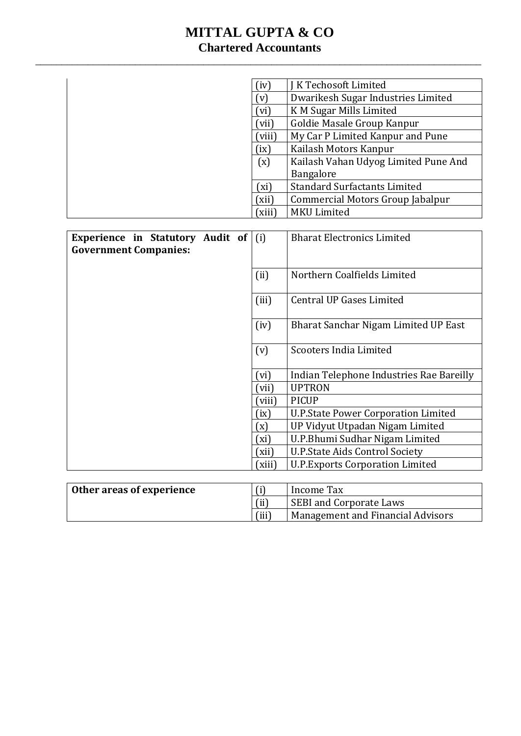| | | |
|---|---|---|
| | (iv) | J K Techosoft Limited |
| | (v) | Dwarikesh Sugar Industries Limited |
| | (vi) | K M Sugar Mills Limited |
| | (vii) | Goldie Masale Group Kanpur |
| | (viii) | My Car P Limited Kanpur and Pune |
| | (ix) | Kailash Motors Kanpur |
| | (x) | Kailash Vahan Udyog Limited Pune And Bangalore |
| | (xi) | Standard Surfactants Limited |
| | (xii) | Commercial Motors Group Jabalpur |
| | (xiii) | MKU Limited |

| | | |
|---|---|---|
| **Experience in Statutory Audit of Government Companies:** | (i) | Bharat Electronics Limited |
| | (ii) | Northern Coalfields Limited |
| | (iii) | Central UP Gases Limited |
| | (iv) | Bharat Sanchar Nigam Limited UP East |
| | (v) | Scooters India Limited |
| | (vi) | Indian Telephone Industries Rae Bareilly |
| | (vii) | UPTRON |
| | (viii) | PICUP |
| | (ix) | U.P.State Power Corporation Limited |
| | (x) | UP Vidyut Utpadan Nigam Limited |
| | (xi) | U.P.Bhumi Sudhar Nigam Limited |
| | (xii) | U.P.State Aids Control Society |
| | (xiii) | U.P.Exports Corporation Limited |

| | | |
|---|---|---|
| **Other areas of experience** | (i) | Income Tax |
| | (ii) | SEBI and Corporate Laws |
| | (iii) | Management and Financial Advisors |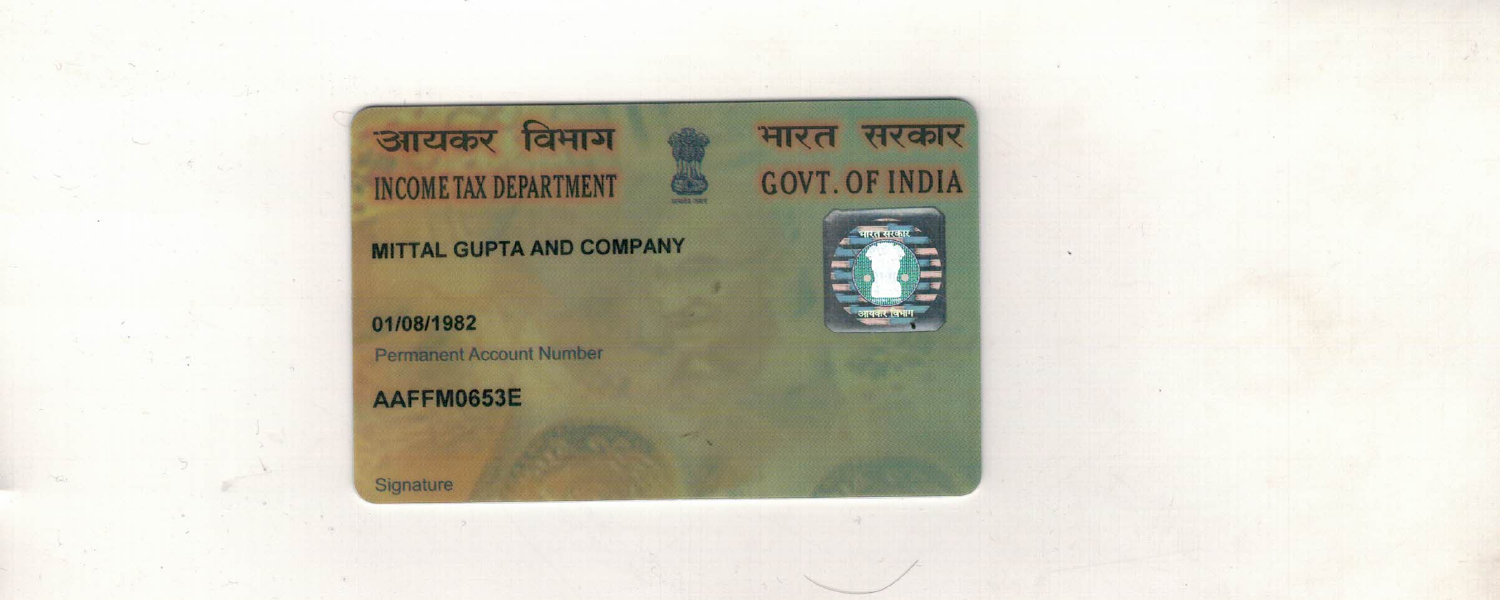आयकर विभाग

INCOME TAX DEPARTMENT

भारत सरकार

GOVT. OF INDIA

**MITTAL GUPTA AND COMPANY**

**01/08/1982**

Permanent Account Number

**AAFFM0653E**

Signature